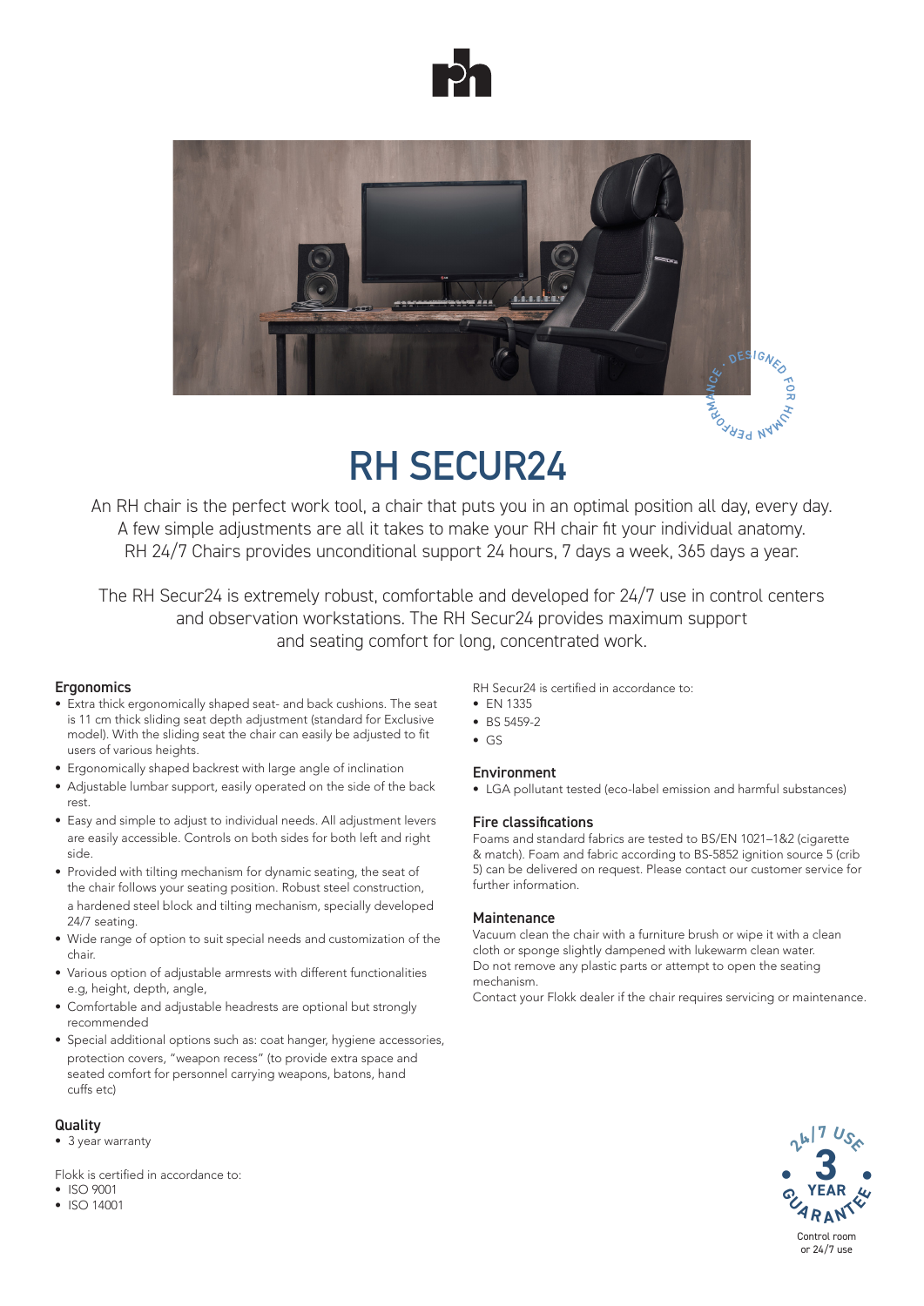# RH SECUR24

An RH chair is the perfect work tool, a chair that puts you in an optimal position all day, every day. A few simple adjustments are all it takes to make your RH chair fit your individual anatomy. RH 24/7 Chairs provides unconditional support 24 hours, 7 days a week, 365 days a year.

The RH Secur24 is extremely robust, comfortable and developed for 24/7 use in control centers and observation workstations. The RH Secur24 provides maximum support and seating comfort for long, concentrated work.

## Ergonomics

- Extra thick ergonomically shaped seat- and back cushions. The seat is 11 cm thick sliding seat depth adjustment (standard for Exclusive model). With the sliding seat the chair can easily be adjusted to fit users of various heights.
- Ergonomically shaped backrest with large angle of inclination
- Adjustable lumbar support, easily operated on the side of the back rest.
- Easy and simple to adjust to individual needs. All adjustment levers are easily accessible. Controls on both sides for both left and right side.
- Provided with tilting mechanism for dynamic seating, the seat of the chair follows your seating position. Robust steel construction, a hardened steel block and tilting mechanism, specially developed 24/7 seating.
- Wide range of option to suit special needs and customization of the chair.
- Various option of adjustable armrests with different functionalities e.g, height, depth, angle,
- Comfortable and adjustable headrests are optional but strongly recommended
- Special additional options such as: coat hanger, hygiene accessories, protection covers, "weapon recess" (to provide extra space and seated comfort for personnel carrying weapons, batons, hand cuffs etc)

## Quality

- 3 year warranty

Flokk is certified in accordance to:
- ISO 9001
- ISO 14001

RH Secur24 is certified in accordance to:
- EN 1335
- BS 5459-2
- GS

## Environment

- LGA pollutant tested (eco-label emission and harmful substances)

## Fire classifications

Foams and standard fabrics are tested to BS/EN 1021–1&2 (cigarette & match). Foam and fabric according to BS-5852 ignition source 5 (crib 5) can be delivered on request. Please contact our customer service for further information.

## Maintenance

Vacuum clean the chair with a furniture brush or wipe it with a clean cloth or sponge slightly dampened with lukewarm clean water.
Do not remove any plastic parts or attempt to open the seating mechanism.
Contact your Flokk dealer if the chair requires servicing or maintenance.

24/7 USE 3 YEAR GUARANTEE

Control room or 24/7 use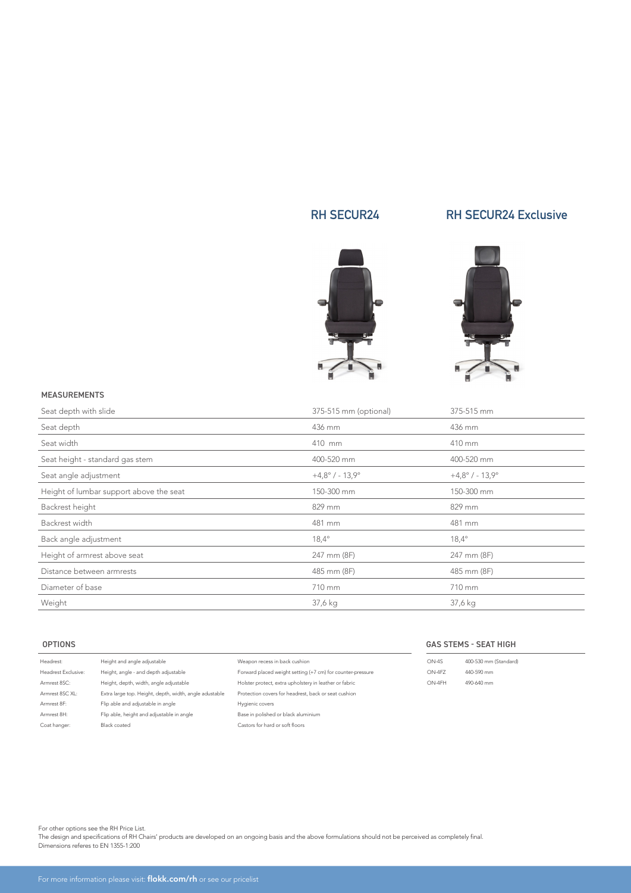| MEASUREMENTS | RH SECUR24 | RH SECUR24 Exclusive |
|---|---|---|
| Seat depth with slide | 375-515 mm (optional) | 375-515 mm |
| Seat depth | 436 mm | 436 mm |
| Seat width | 410 mm | 410 mm |
| Seat height - standard gas stem | 400-520 mm | 400-520 mm |
| Seat angle adjustment | +4,8° / - 13,9° | +4,8° / - 13,9° |
| Height of lumbar support above the seat | 150-300 mm | 150-300 mm |
| Backrest height | 829 mm | 829 mm |
| Backrest width | 481 mm | 481 mm |
| Back angle adjustment | 18,4° | 18,4° |
| Height of armrest above seat | 247 mm (8F) | 247 mm (8F) |
| Distance between armrests | 485 mm (8F) | 485 mm (8F) |
| Diameter of base | 710 mm | 710 mm |
| Weight | 37,6 kg | 37,6 kg |

## OPTIONS

| | | |
|---|---|---|
| Headrest: | Height and angle adjustable | Weapon recess in back cushion |
| Headrest Exclusive: | Height, angle - and depth adjustable | Forward placed weight setting (+7 cm) for counter-pressure |
| Armrest 8SC: | Height, depth, width, angle adjustable | Holster protect, extra upholstery in leather or fabric |
| Armrest 8SC XL: | Extra large top. Height, depth, width, angle adustable | Protection covers for headrest, back or seat cushion |
| Armrest 8F: | Flip able and adjustable in angle | Hygienic covers |
| Armrest 8H: | Flip able, height and adjustable in angle | Base in polished or black aluminium |
| Coat hanger: | Black coated | Castors for hard or soft floors |

## GAS STEMS - SEAT HIGH

| | |
|---|---|
| ON-4S | 400-530 mm (Standard) |
| ON-4FZ | 440-590 mm |
| ON-4FH | 490-640 mm |

For other options see the RH Price List.
The design and specifications of RH Chairs' products are developed on an ongoing basis and the above formulations should not be perceived as completely final.
Dimensions referes to EN 1355-1:200

For more information please visit: **flokk.com/rh** or see our pricelist